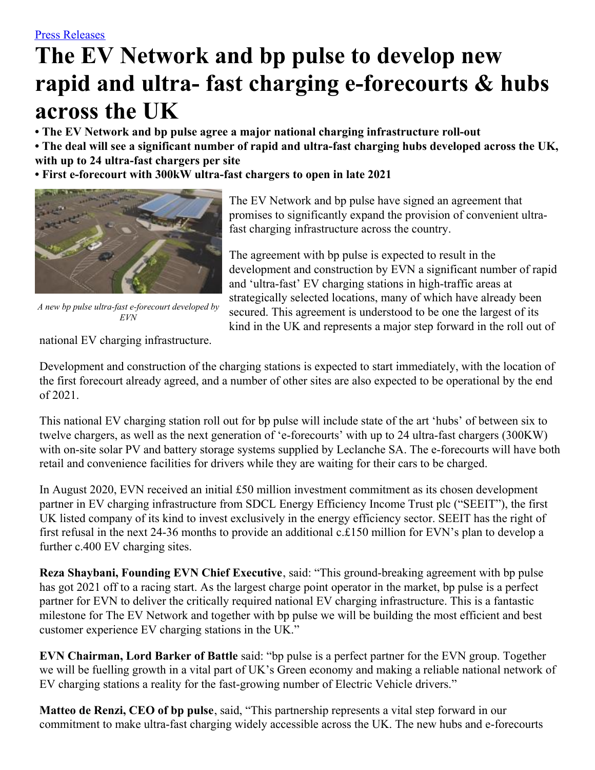Press Releases

# The EV Network and bp pulse to develop new rapid and ultra- fast charging e-forecourts & hubs across the UK

**• The EV Network and bp pulse agree a major national charging infrastructure roll-out**
**• The deal will see a significant number of rapid and ultra-fast charging hubs developed across the UK, with up to 24 ultra-fast chargers per site**
**• First e-forecourt with 300kW ultra-fast chargers to open in late 2021**

*A new bp pulse ultra-fast e-forecourt developed by EVN*

The EV Network and bp pulse have signed an agreement that promises to significantly expand the provision of convenient ultra-fast charging infrastructure across the country.

The agreement with bp pulse is expected to result in the development and construction by EVN a significant number of rapid and 'ultra-fast' EV charging stations in high-traffic areas at strategically selected locations, many of which have already been secured. This agreement is understood to be one the largest of its kind in the UK and represents a major step forward in the roll out of national EV charging infrastructure.

Development and construction of the charging stations is expected to start immediately, with the location of the first forecourt already agreed, and a number of other sites are also expected to be operational by the end of 2021.

This national EV charging station roll out for bp pulse will include state of the art 'hubs' of between six to twelve chargers, as well as the next generation of 'e-forecourts' with up to 24 ultra-fast chargers (300KW) with on-site solar PV and battery storage systems supplied by Leclanche SA. The e-forecourts will have both retail and convenience facilities for drivers while they are waiting for their cars to be charged.

In August 2020, EVN received an initial £50 million investment commitment as its chosen development partner in EV charging infrastructure from SDCL Energy Efficiency Income Trust plc ("SEEIT"), the first UK listed company of its kind to invest exclusively in the energy efficiency sector. SEEIT has the right of first refusal in the next 24-36 months to provide an additional c.£150 million for EVN's plan to develop a further c.400 EV charging sites.

**Reza Shaybani, Founding EVN Chief Executive**, said: "This ground-breaking agreement with bp pulse has got 2021 off to a racing start. As the largest charge point operator in the market, bp pulse is a perfect partner for EVN to deliver the critically required national EV charging infrastructure. This is a fantastic milestone for The EV Network and together with bp pulse we will be building the most efficient and best customer experience EV charging stations in the UK."

**EVN Chairman, Lord Barker of Battle** said: "bp pulse is a perfect partner for the EVN group. Together we will be fuelling growth in a vital part of UK's Green economy and making a reliable national network of EV charging stations a reality for the fast-growing number of Electric Vehicle drivers."

**Matteo de Renzi, CEO of bp pulse**, said, "This partnership represents a vital step forward in our commitment to make ultra-fast charging widely accessible across the UK. The new hubs and e-forecourts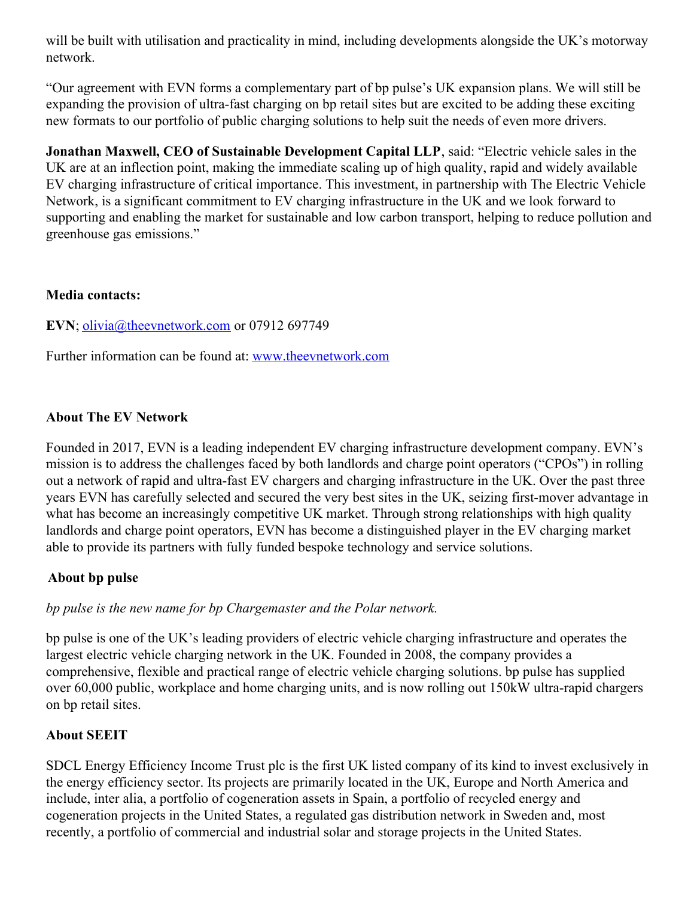will be built with utilisation and practicality in mind, including developments alongside the UK's motorway network.

"Our agreement with EVN forms a complementary part of bp pulse's UK expansion plans. We will still be expanding the provision of ultra-fast charging on bp retail sites but are excited to be adding these exciting new formats to our portfolio of public charging solutions to help suit the needs of even more drivers.

**Jonathan Maxwell, CEO of Sustainable Development Capital LLP**, said: "Electric vehicle sales in the UK are at an inflection point, making the immediate scaling up of high quality, rapid and widely available EV charging infrastructure of critical importance. This investment, in partnership with The Electric Vehicle Network, is a significant commitment to EV charging infrastructure in the UK and we look forward to supporting and enabling the market for sustainable and low carbon transport, helping to reduce pollution and greenhouse gas emissions."

**Media contacts:**

**EVN**; olivia@theevnetwork.com or 07912 697749

Further information can be found at: www.theevnetwork.com

**About The EV Network**

Founded in 2017, EVN is a leading independent EV charging infrastructure development company. EVN's mission is to address the challenges faced by both landlords and charge point operators ("CPOs") in rolling out a network of rapid and ultra-fast EV chargers and charging infrastructure in the UK. Over the past three years EVN has carefully selected and secured the very best sites in the UK, seizing first-mover advantage in what has become an increasingly competitive UK market. Through strong relationships with high quality landlords and charge point operators, EVN has become a distinguished player in the EV charging market able to provide its partners with fully funded bespoke technology and service solutions.

**About bp pulse**

*bp pulse is the new name for bp Chargemaster and the Polar network.*

bp pulse is one of the UK's leading providers of electric vehicle charging infrastructure and operates the largest electric vehicle charging network in the UK. Founded in 2008, the company provides a comprehensive, flexible and practical range of electric vehicle charging solutions. bp pulse has supplied over 60,000 public, workplace and home charging units, and is now rolling out 150kW ultra-rapid chargers on bp retail sites.

**About SEEIT**

SDCL Energy Efficiency Income Trust plc is the first UK listed company of its kind to invest exclusively in the energy efficiency sector. Its projects are primarily located in the UK, Europe and North America and include, inter alia, a portfolio of cogeneration assets in Spain, a portfolio of recycled energy and cogeneration projects in the United States, a regulated gas distribution network in Sweden and, most recently, a portfolio of commercial and industrial solar and storage projects in the United States.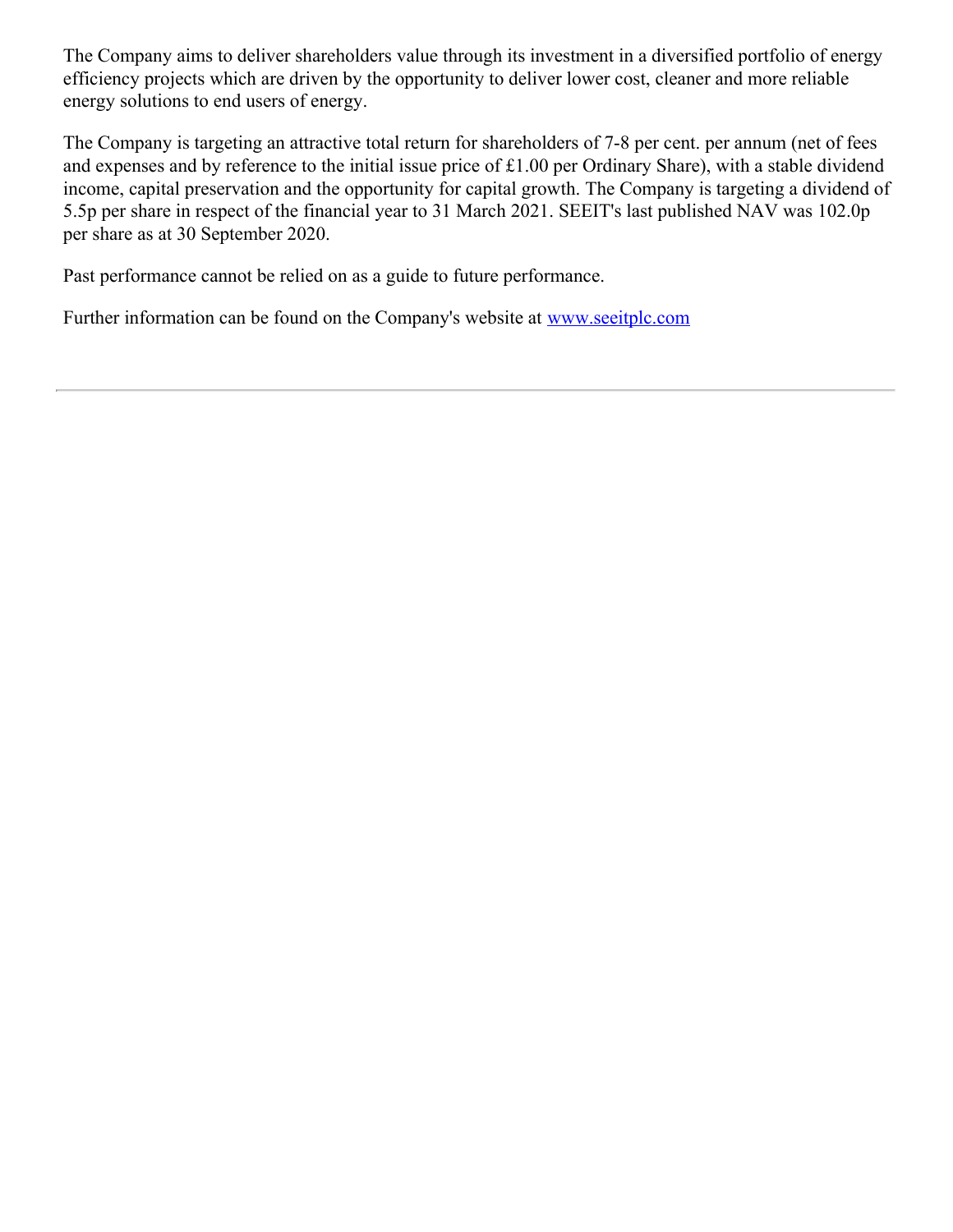The Company aims to deliver shareholders value through its investment in a diversified portfolio of energy efficiency projects which are driven by the opportunity to deliver lower cost, cleaner and more reliable energy solutions to end users of energy.

The Company is targeting an attractive total return for shareholders of 7-8 per cent. per annum (net of fees and expenses and by reference to the initial issue price of £1.00 per Ordinary Share), with a stable dividend income, capital preservation and the opportunity for capital growth. The Company is targeting a dividend of 5.5p per share in respect of the financial year to 31 March 2021. SEEIT's last published NAV was 102.0p per share as at 30 September 2020.

Past performance cannot be relied on as a guide to future performance.

Further information can be found on the Company's website at [www.seeitplc.com](http://www.seeitplc.com)

---